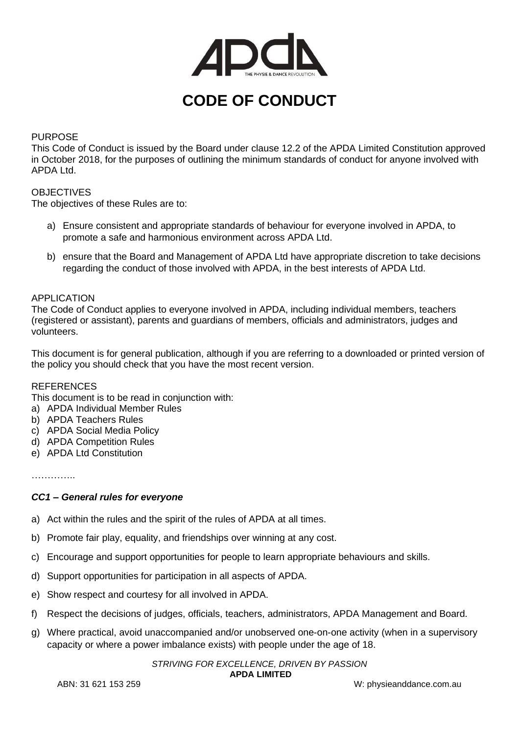# CODE OF CONDUCT

PURPOSE
This Code of Conduct is issued by the Board under clause 12.2 of the APDA Limited Constitution approved in October 2018, for the purposes of outlining the minimum standards of conduct for anyone involved with APDA Ltd.

OBJECTIVES
The objectives of these Rules are to:

a) Ensure consistent and appropriate standards of behaviour for everyone involved in APDA, to promote a safe and harmonious environment across APDA Ltd.

b) ensure that the Board and Management of APDA Ltd have appropriate discretion to take decisions regarding the conduct of those involved with APDA, in the best interests of APDA Ltd.

APPLICATION
The Code of Conduct applies to everyone involved in APDA, including individual members, teachers (registered or assistant), parents and guardians of members, officials and administrators, judges and volunteers.

This document is for general publication, although if you are referring to a downloaded or printed version of the policy you should check that you have the most recent version.

REFERENCES
This document is to be read in conjunction with:
a) APDA Individual Member Rules
b) APDA Teachers Rules
c) APDA Social Media Policy
d) APDA Competition Rules
e) APDA Ltd Constitution

…………..

***CC1 – General rules for everyone***

a) Act within the rules and the spirit of the rules of APDA at all times.

b) Promote fair play, equality, and friendships over winning at any cost.

c) Encourage and support opportunities for people to learn appropriate behaviours and skills.

d) Support opportunities for participation in all aspects of APDA.

e) Show respect and courtesy for all involved in APDA.

f) Respect the decisions of judges, officials, teachers, administrators, APDA Management and Board.

g) Where practical, avoid unaccompanied and/or unobserved one-on-one activity (when in a supervisory capacity or where a power imbalance exists) with people under the age of 18.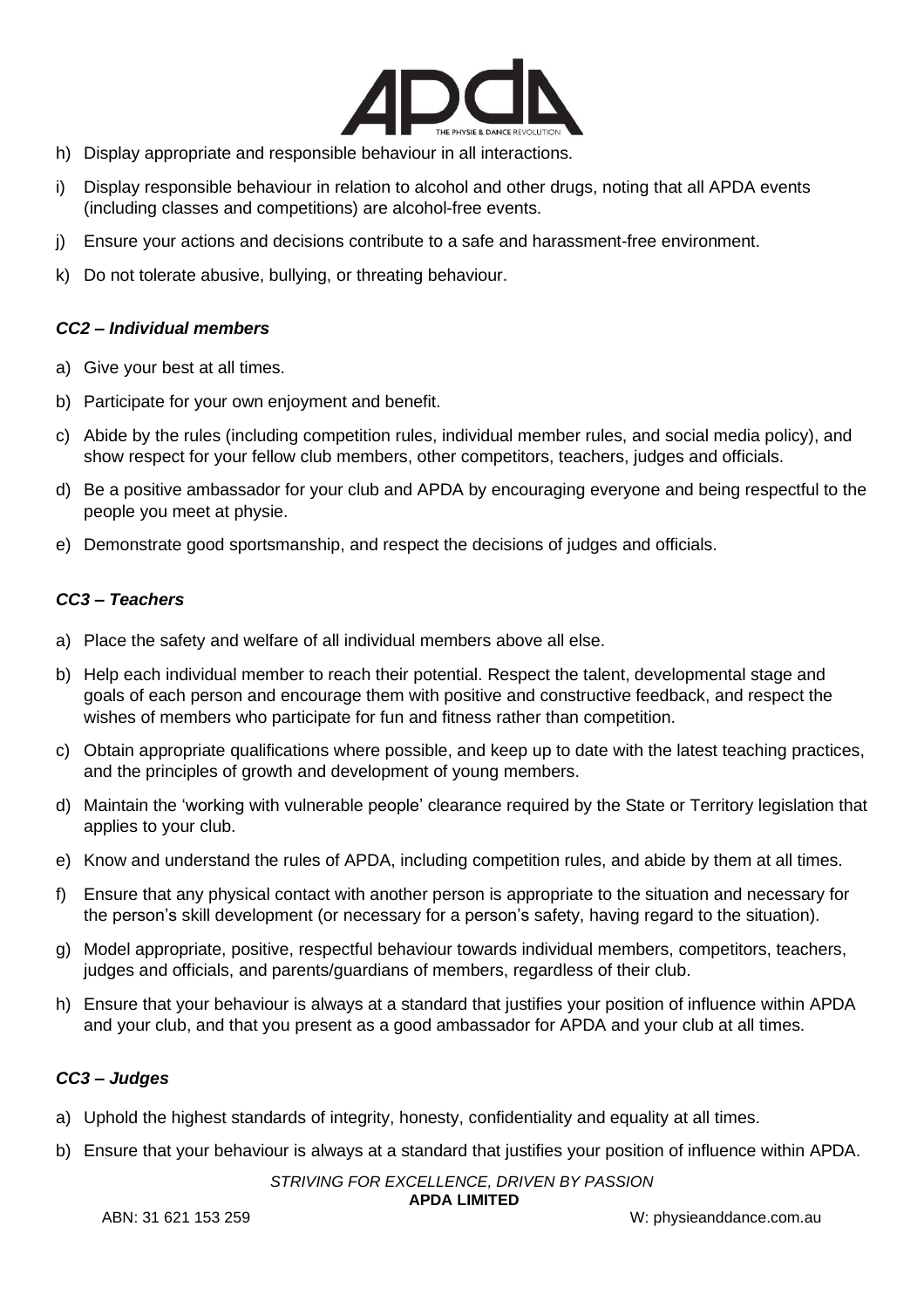h) Display appropriate and responsible behaviour in all interactions.

i) Display responsible behaviour in relation to alcohol and other drugs, noting that all APDA events (including classes and competitions) are alcohol-free events.

j) Ensure your actions and decisions contribute to a safe and harassment-free environment.

k) Do not tolerate abusive, bullying, or threating behaviour.

### *CC2 – Individual members*

a) Give your best at all times.

b) Participate for your own enjoyment and benefit.

c) Abide by the rules (including competition rules, individual member rules, and social media policy), and show respect for your fellow club members, other competitors, teachers, judges and officials.

d) Be a positive ambassador for your club and APDA by encouraging everyone and being respectful to the people you meet at physie.

e) Demonstrate good sportsmanship, and respect the decisions of judges and officials.

### *CC3 – Teachers*

a) Place the safety and welfare of all individual members above all else.

b) Help each individual member to reach their potential. Respect the talent, developmental stage and goals of each person and encourage them with positive and constructive feedback, and respect the wishes of members who participate for fun and fitness rather than competition.

c) Obtain appropriate qualifications where possible, and keep up to date with the latest teaching practices, and the principles of growth and development of young members.

d) Maintain the 'working with vulnerable people' clearance required by the State or Territory legislation that applies to your club.

e) Know and understand the rules of APDA, including competition rules, and abide by them at all times.

f) Ensure that any physical contact with another person is appropriate to the situation and necessary for the person's skill development (or necessary for a person's safety, having regard to the situation).

g) Model appropriate, positive, respectful behaviour towards individual members, competitors, teachers, judges and officials, and parents/guardians of members, regardless of their club.

h) Ensure that your behaviour is always at a standard that justifies your position of influence within APDA and your club, and that you present as a good ambassador for APDA and your club at all times.

### *CC3 – Judges*

a) Uphold the highest standards of integrity, honesty, confidentiality and equality at all times.

b) Ensure that your behaviour is always at a standard that justifies your position of influence within APDA.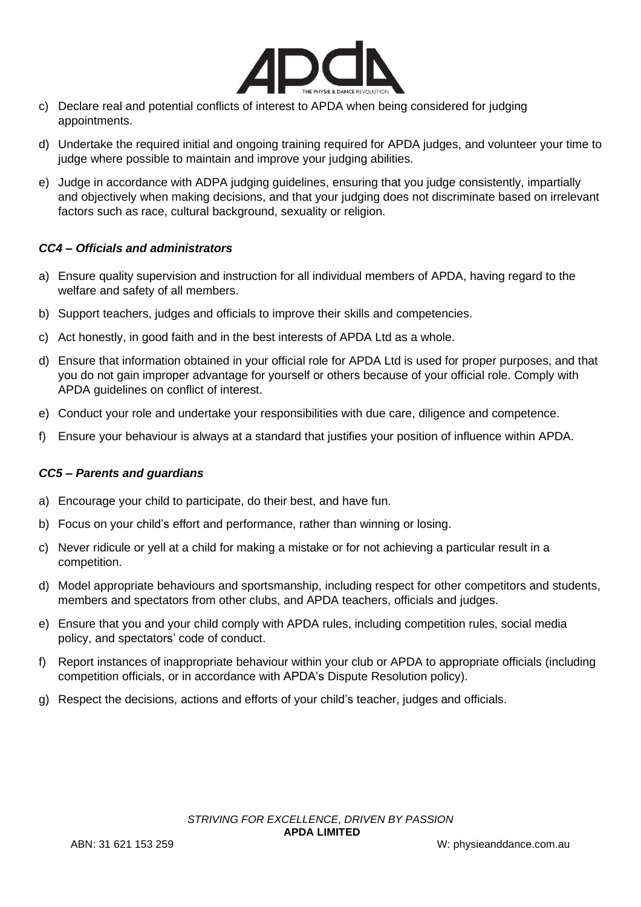c) Declare real and potential conflicts of interest to APDA when being considered for judging appointments.

d) Undertake the required initial and ongoing training required for APDA judges, and volunteer your time to judge where possible to maintain and improve your judging abilities.

e) Judge in accordance with ADPA judging guidelines, ensuring that you judge consistently, impartially and objectively when making decisions, and that your judging does not discriminate based on irrelevant factors such as race, cultural background, sexuality or religion.

***CC4 – Officials and administrators***

a) Ensure quality supervision and instruction for all individual members of APDA, having regard to the welfare and safety of all members.

b) Support teachers, judges and officials to improve their skills and competencies.

c) Act honestly, in good faith and in the best interests of APDA Ltd as a whole.

d) Ensure that information obtained in your official role for APDA Ltd is used for proper purposes, and that you do not gain improper advantage for yourself or others because of your official role. Comply with APDA guidelines on conflict of interest.

e) Conduct your role and undertake your responsibilities with due care, diligence and competence.

f) Ensure your behaviour is always at a standard that justifies your position of influence within APDA.

***CC5 – Parents and guardians***

a) Encourage your child to participate, do their best, and have fun.

b) Focus on your child's effort and performance, rather than winning or losing.

c) Never ridicule or yell at a child for making a mistake or for not achieving a particular result in a competition.

d) Model appropriate behaviours and sportsmanship, including respect for other competitors and students, members and spectators from other clubs, and APDA teachers, officials and judges.

e) Ensure that you and your child comply with APDA rules, including competition rules, social media policy, and spectators' code of conduct.

f) Report instances of inappropriate behaviour within your club or APDA to appropriate officials (including competition officials, or in accordance with APDA's Dispute Resolution policy).

g) Respect the decisions, actions and efforts of your child's teacher, judges and officials.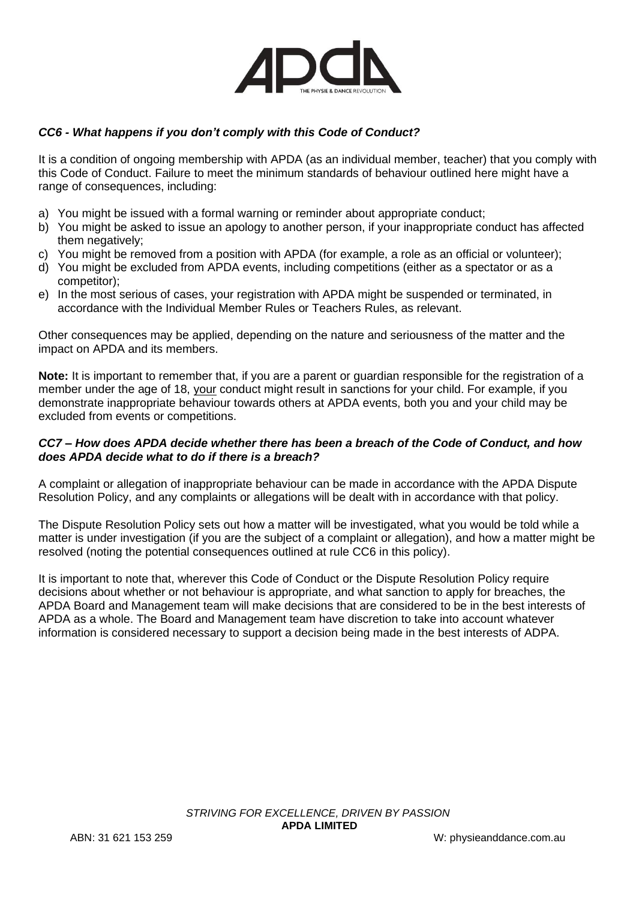***CC6 - What happens if you don't comply with this Code of Conduct?***

It is a condition of ongoing membership with APDA (as an individual member, teacher) that you comply with this Code of Conduct. Failure to meet the minimum standards of behaviour outlined here might have a range of consequences, including:

a) You might be issued with a formal warning or reminder about appropriate conduct;
b) You might be asked to issue an apology to another person, if your inappropriate conduct has affected them negatively;
c) You might be removed from a position with APDA (for example, a role as an official or volunteer);
d) You might be excluded from APDA events, including competitions (either as a spectator or as a competitor);
e) In the most serious of cases, your registration with APDA might be suspended or terminated, in accordance with the Individual Member Rules or Teachers Rules, as relevant.

Other consequences may be applied, depending on the nature and seriousness of the matter and the impact on APDA and its members.

**Note:** It is important to remember that, if you are a parent or guardian responsible for the registration of a member under the age of 18, <u>your</u> conduct might result in sanctions for your child. For example, if you demonstrate inappropriate behaviour towards others at APDA events, both you and your child may be excluded from events or competitions.

***CC7 – How does APDA decide whether there has been a breach of the Code of Conduct, and how does APDA decide what to do if there is a breach?***

A complaint or allegation of inappropriate behaviour can be made in accordance with the APDA Dispute Resolution Policy, and any complaints or allegations will be dealt with in accordance with that policy.

The Dispute Resolution Policy sets out how a matter will be investigated, what you would be told while a matter is under investigation (if you are the subject of a complaint or allegation), and how a matter might be resolved (noting the potential consequences outlined at rule CC6 in this policy).

It is important to note that, wherever this Code of Conduct or the Dispute Resolution Policy require decisions about whether or not behaviour is appropriate, and what sanction to apply for breaches, the APDA Board and Management team will make decisions that are considered to be in the best interests of APDA as a whole. The Board and Management team have discretion to take into account whatever information is considered necessary to support a decision being made in the best interests of ADPA.